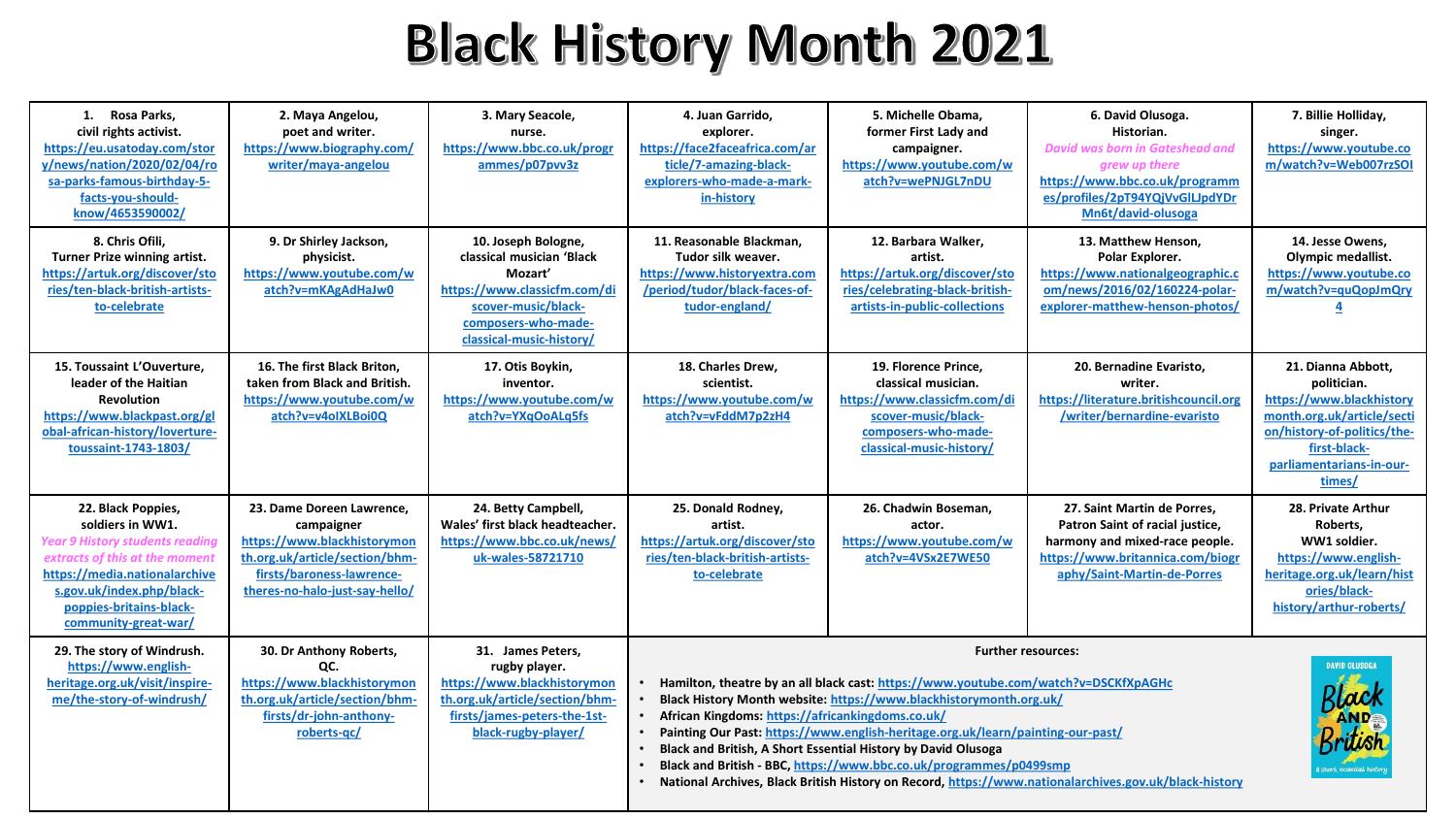# Black History Month 2021

| | | | | | | |
|---|---|---|---|---|---|---|
| 1. Rosa Parks, civil rights activist. https://eu.usatoday.com/story/news/nation/2020/02/04/rosa-parks-famous-birthday-5-facts-you-should-know/4653590002/ | 2. Maya Angelou, poet and writer. https://www.biography.com/writer/maya-angelou | 3. Mary Seacole, nurse. https://www.bbc.co.uk/programmes/p07pvv3z | 4. Juan Garrido, explorer. https://face2faceafrica.com/article/7-amazing-black-explorers-who-made-a-mark-in-history | 5. Michelle Obama, former First Lady and campaigner. https://www.youtube.com/watch?v=wePNJGL7nDU | 6. David Olusoga. Historian. *David was born in Gateshead and grew up there* https://www.bbc.co.uk/programmes/profiles/2pT94YQjVvGlLJpdYDrMn6t/david-olusoga | 7. Billie Holliday, singer. https://www.youtube.com/watch?v=Web007rzSOI |
| 8. Chris Ofili, Turner Prize winning artist. https://artuk.org/discover/stories/ten-black-british-artists-to-celebrate | 9. Dr Shirley Jackson, physicist. https://www.youtube.com/watch?v=mKAgAdHaJw0 | 10. Joseph Bologne, classical musician 'Black Mozart' https://www.classicfm.com/discover-music/black-composers-who-made-classical-music-history/ | 11. Reasonable Blackman, Tudor silk weaver. https://www.historyextra.com/period/tudor/black-faces-of-tudor-england/ | 12. Barbara Walker, artist. https://artuk.org/discover/stories/celebrating-black-british-artists-in-public-collections | 13. Matthew Henson, Polar Explorer. https://www.nationalgeographic.com/news/2016/02/160224-polar-explorer-matthew-henson-photos/ | 14. Jesse Owens, Olympic medallist. https://www.youtube.com/watch?v=quQopJmQry4 |
| 15. Toussaint L'Ouverture, leader of the Haitian Revolution https://www.blackpast.org/global-african-history/louverture-toussaint-1743-1803/ | 16. The first Black Briton, taken from Black and British. https://www.youtube.com/watch?v=v4oIXLBoi0Q | 17. Otis Boykin, inventor. https://www.youtube.com/watch?v=YXqOoALq5fs | 18. Charles Drew, scientist. https://www.youtube.com/watch?v=vFddM7p2zH4 | 19. Florence Prince, classical musician. https://www.classicfm.com/discover-music/black-composers-who-made-classical-music-history/ | 20. Bernadine Evaristo, writer. https://literature.britishcouncil.org/writer/bernardine-evaristo | 21. Dianna Abbott, politician. https://www.blackhistorymonth.org.uk/article/section/history-of-politics/the-first-black-parliamentarians-in-our-times/ |
| 22. Black Poppies, soldiers in WW1. *Year 9 History students reading extracts of this at the moment* https://media.nationalarchives.gov.uk/index.php/black-poppies-britains-black-community-great-war/ | 23. Dame Doreen Lawrence, campaigner https://www.blackhistorymonth.org.uk/article/section/bhm-firsts/baroness-lawrence-theres-no-halo-just-say-hello/ | 24. Betty Campbell, Wales' first black headteacher. https://www.bbc.co.uk/news/uk-wales-58721710 | 25. Donald Rodney, artist. https://artuk.org/discover/stories/ten-black-british-artists-to-celebrate | 26. Chadwin Boseman, actor. https://www.youtube.com/watch?v=4VSx2E7WE50 | 27. Saint Martin de Porres, Patron Saint of racial justice, harmony and mixed-race people. https://www.britannica.com/biography/Saint-Martin-de-Porres | 28. Private Arthur Roberts, WW1 soldier. https://www.english-heritage.org.uk/learn/histories/black-history/arthur-roberts/ |
| 29. The story of Windrush. https://www.english-heritage.org.uk/visit/inspire-me/the-story-of-windrush/ | 30. Dr Anthony Roberts, QC. https://www.blackhistorymonth.org.uk/article/section/bhm-firsts/dr-john-anthony-roberts-qc/ | 31. James Peters, rugby player. https://www.blackhistorymonth.org.uk/article/section/bhm-firsts/james-peters-the-1st-black-rugby-player/ | | | | |

**Further resources:**

- **Hamilton, theatre by an all black cast:** https://www.youtube.com/watch?v=DSCKfXpAGHc
- **Black History Month website:** https://www.blackhistorymonth.org.uk/
- **African Kingdoms:** https://africankingdoms.co.uk/
- **Painting Our Past:** https://www.english-heritage.org.uk/learn/painting-our-past/
- **Black and British, A Short Essential History by David Olusoga**
- **Black and British - BBC,** https://www.bbc.co.uk/programmes/p0499smp
- **National Archives, Black British History on Record,** https://www.nationalarchives.gov.uk/black-history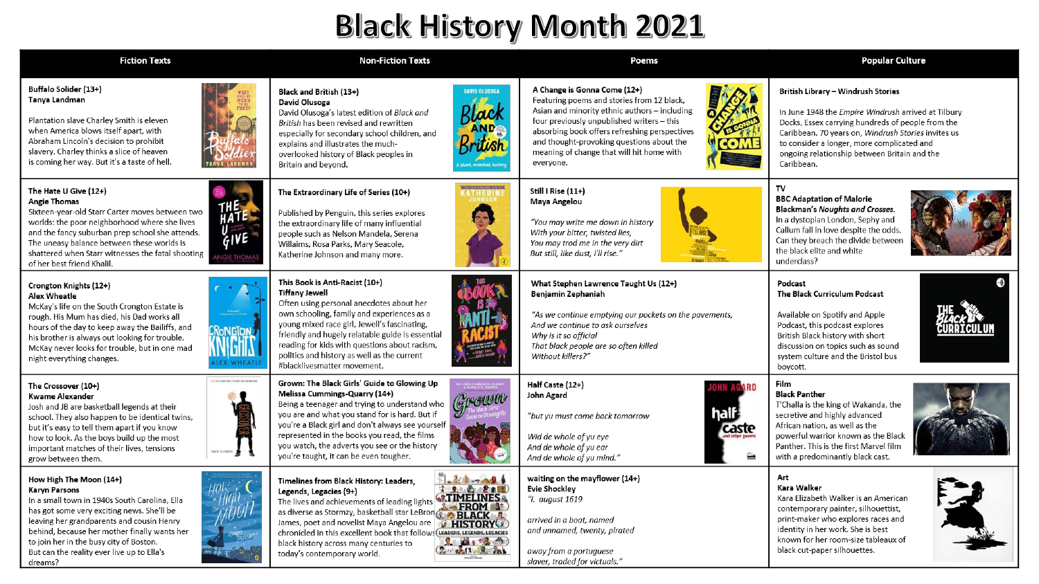# Black History Month 2021

| Fiction Texts | Non-Fiction Texts | Poems | Popular Culture |
|---|---|---|---|
| **Buffalo Solider (13+)**<br>**Tanya Landman**<br><br>Plantation slave Charley Smith is eleven when America blows itself apart, with Abraham Lincoln's decision to prohibit slavery. Charley thinks a slice of heaven is coming her way. But it's a taste of hell. | **Black and British (13+)**<br>**David Olusoga**<br>David Olusoga's latest edition of *Black and British* has been revised and rewritten especially for secondary school children, and explains and illustrates the much-overlooked history of Black peoples in Britain and beyond. | **A Change is Gonna Come (12+)**<br>Featuring poems and stories from 12 black, Asian and minority ethnic authors – including four previously unpublished writers – this absorbing book offers refreshing perspectives and thought-provoking questions about the meaning of change that will hit home with everyone. | **British Library – Windrush Stories**<br><br>In June 1948 the *Empire Windrush* arrived at Tilbury Docks, Essex carrying hundreds of people from the Caribbean. 70 years on, *Windrush Stories* invites us to consider a longer, more complicated and ongoing relationship between Britain and the Caribbean. |
| **The Hate U Give (12+)**<br>**Angie Thomas**<br>Sixteen-year-old Starr Carter moves between two worlds: the poor neighborhood where she lives and the fancy suburban prep school she attends. The uneasy balance between these worlds is shattered when Starr witnesses the fatal shooting of her best friend Khalil. | **The Extraordinary Life of Series (10+)**<br><br>Published by Penguin, this series explores the extraordinary life of many influential people such as Nelson Mandela, Serena Willaims, Rosa Parks, Mary Seacole, Katherine Johnson and many more. | **Still I Rise (11+)**<br>**Maya Angelou**<br><br>*"You may write me down in history*<br>*With your bitter, twisted lies,*<br>*You may trod me in the very dirt*<br>*But still, like dust, I'll rise."* | **TV**<br>**BBC Adaptation of Malorie Blackman's *Noughts and Crosses*.**<br>In a dystopian London, Sephy and Callum fall in love despite the odds. Can they breach the divide between the black elite and white underclass? |
| **Crongton Knights (12+)**<br>**Alex Wheatle**<br>McKay's life on the South Crongton Estate is rough. His Mum has died, his Dad works all hours of the day to keep away the Bailiffs, and his brother is always out looking for trouble. McKay never looks for trouble, but in one mad night everything changes. | **This Book is Anti-Racist (10+)**<br>**Tiffany Jewell**<br>Often using personal anecdotes about her own schooling, family and experiences as a young mixed race girl, Jewell's fascinating, friendly and hugely relatable guide is essential reading for kids with questions about racism, politics and history as well as the current #blacklivesmatter movement. | **What Stephen Lawrence Taught Us (12+)**<br>**Benjamin Zephaniah**<br><br>*"As we continue emptying our pockets on the pavements,*<br>*And we continue to ask ourselves*<br>*Why is it so official*<br>*That black people are so often killed*<br>*Without killers?"* | **Podcast**<br>**The Black Curriculum Podcast**<br><br>Available on Spotify and Apple Podcast, this podcast explores British Black history with short discussion on topics such as sound system culture and the Bristol bus boycott. |
| **The Crossover (10+)**<br>**Kwame Alexander**<br>Josh and JB are basketball legends at their school. They also happen to be identical twins, but it's easy to tell them apart if you know how to look. As the boys build up the most important matches of their lives, tensions grow between them. | **Grown: The Black Girls' Guide to Glowing Up**<br>**Melissa Cummings-Quarry (14+)**<br>Being a teenager and trying to understand who you are and what you stand for is hard. But if you're a Black girl and don't always see yourself represented in the books you read, the films you watch, the adverts you see or the history you're taught, it can be even tougher. | **Half Caste (12+)**<br>**John Agard**<br><br>*"but yu must come back tomorrow*<br><br>*Wid de whole of yu eye*<br>*And de whole of yu ear*<br>*And de whole of yu mind."* | **Film**<br>**Black Panther**<br>T'Challa is the king of Wakanda, the secretive and highly advanced African nation, as well as the powerful warrior known as the Black Panther. This is the first Marvel film with a predominantly black cast. |
| **How High The Moon (14+)**<br>**Karyn Parsons**<br>In a small town in 1940s South Carolina, Ella has got some very exciting news. She'll be leaving her grandparents and cousin Henry behind, because her mother finally wants her to join her in the busy city of Boston. But can the reality ever live up to Ella's dreams? | **Timelines from Black History: Leaders, Legends, Legacies (9+)**<br>The lives and achievements of leading lights as diverse as Stormzy, basketball star LeBron James, poet and novelist Maya Angelou are chronicled in this excellent book that follows black history across many centuries to today's contemporary world. | **waiting on the mayflower (14+)**<br>**Evie Shockley**<br>*"i. august 1619*<br><br>*arrived in a boat, named*<br>*and unnamed, twenty, pirated*<br><br>*away from a portuguese*<br>*slaver, traded for victuals."* | **Art**<br>**Kara Walker**<br>Kara Elizabeth Walker is an American contemporary painter, silhouettist, print-maker who explores races and identity in her work. She is best known for her room-size tableaux of black cut-paper silhouettes. |